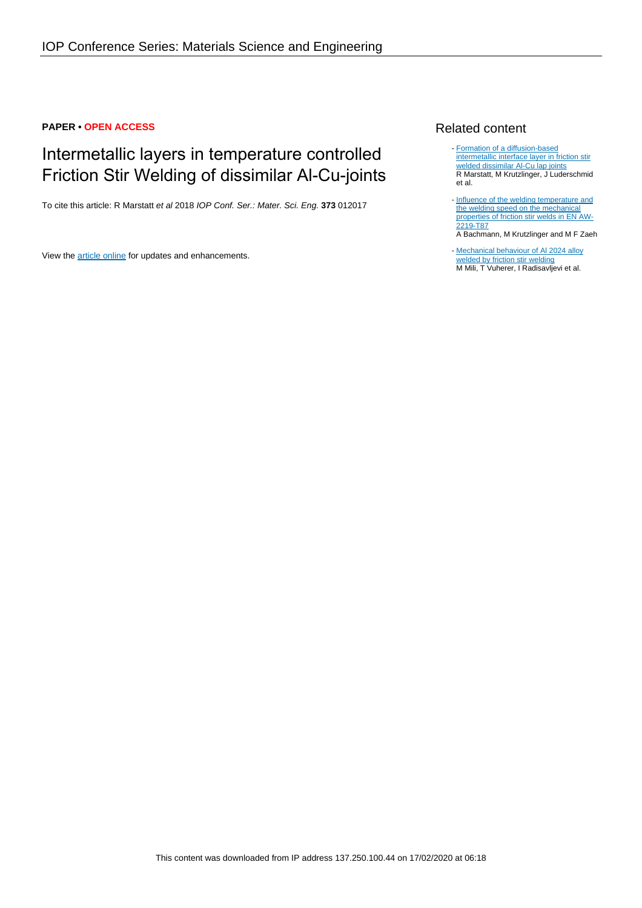**PAPER • OPEN ACCESS**

# Intermetallic layers in temperature controlled Friction Stir Welding of dissimilar Al-Cu-joints

To cite this article: R Marstatt *et al* 2018 *IOP Conf. Ser.: Mater. Sci. Eng.* **373** 012017

View the article online for updates and enhancements.

## Related content

- Formation of a diffusion-based intermetallic interface layer in friction stir welded dissimilar Al-Cu lap joints
  R Marstatt, M Krutzlinger, J Luderschmid et al.

- Influence of the welding temperature and the welding speed on the mechanical properties of friction stir welds in EN AW-2219-T87
  A Bachmann, M Krutzlinger and M F Zaeh

- Mechanical behaviour of Al 2024 alloy welded by friction stir welding
  M Mili, T Vuherer, I Radisavljevi et al.

This content was downloaded from IP address 137.250.100.44 on 17/02/2020 at 06:18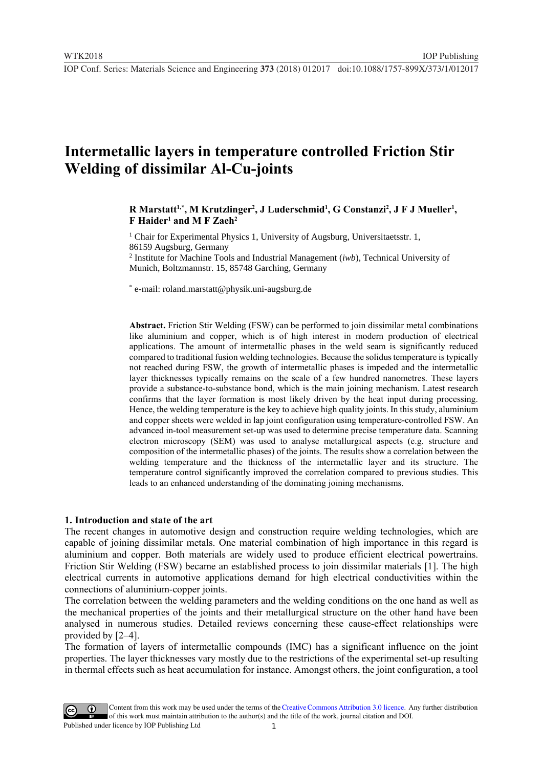# Intermetallic layers in temperature controlled Friction Stir Welding of dissimilar Al-Cu-joints

**R Marstatt[1,*], M Krutzlinger[2], J Luderschmid[1], G Constanzi[2], J F J Mueller[1], F Haider[1] and M F Zaeh[2]**

[1] Chair for Experimental Physics 1, University of Augsburg, Universitaetsstr. 1, 86159 Augsburg, Germany

[2] Institute for Machine Tools and Industrial Management (*iwb*), Technical University of Munich, Boltzmannstr. 15, 85748 Garching, Germany

[*] e-mail: roland.marstatt@physik.uni-augsburg.de

**Abstract.** Friction Stir Welding (FSW) can be performed to join dissimilar metal combinations like aluminium and copper, which is of high interest in modern production of electrical applications. The amount of intermetallic phases in the weld seam is significantly reduced compared to traditional fusion welding technologies. Because the solidus temperature is typically not reached during FSW, the growth of intermetallic phases is impeded and the intermetallic layer thicknesses typically remains on the scale of a few hundred nanometres. These layers provide a substance-to-substance bond, which is the main joining mechanism. Latest research confirms that the layer formation is most likely driven by the heat input during processing. Hence, the welding temperature is the key to achieve high quality joints. In this study, aluminium and copper sheets were welded in lap joint configuration using temperature-controlled FSW. An advanced in-tool measurement set-up was used to determine precise temperature data. Scanning electron microscopy (SEM) was used to analyse metallurgical aspects (e.g. structure and composition of the intermetallic phases) of the joints. The results show a correlation between the welding temperature and the thickness of the intermetallic layer and its structure. The temperature control significantly improved the correlation compared to previous studies. This leads to an enhanced understanding of the dominating joining mechanisms.

## 1. Introduction and state of the art

The recent changes in automotive design and construction require welding technologies, which are capable of joining dissimilar metals. One material combination of high importance in this regard is aluminium and copper. Both materials are widely used to produce efficient electrical powertrains. Friction Stir Welding (FSW) became an established process to join dissimilar materials [1]. The high electrical currents in automotive applications demand for high electrical conductivities within the connections of aluminium-copper joints.

The correlation between the welding parameters and the welding conditions on the one hand as well as the mechanical properties of the joints and their metallurgical structure on the other hand have been analysed in numerous studies. Detailed reviews concerning these cause-effect relationships were provided by [2–4].

The formation of layers of intermetallic compounds (IMC) has a significant influence on the joint properties. The layer thicknesses vary mostly due to the restrictions of the experimental set-up resulting in thermal effects such as heat accumulation for instance. Amongst others, the joint configuration, a tool

Content from this work may be used under the terms of the Creative Commons Attribution 3.0 licence. Any further distribution of this work must maintain attribution to the author(s) and the title of the work, journal citation and DOI.

Published under licence by IOP Publishing Ltd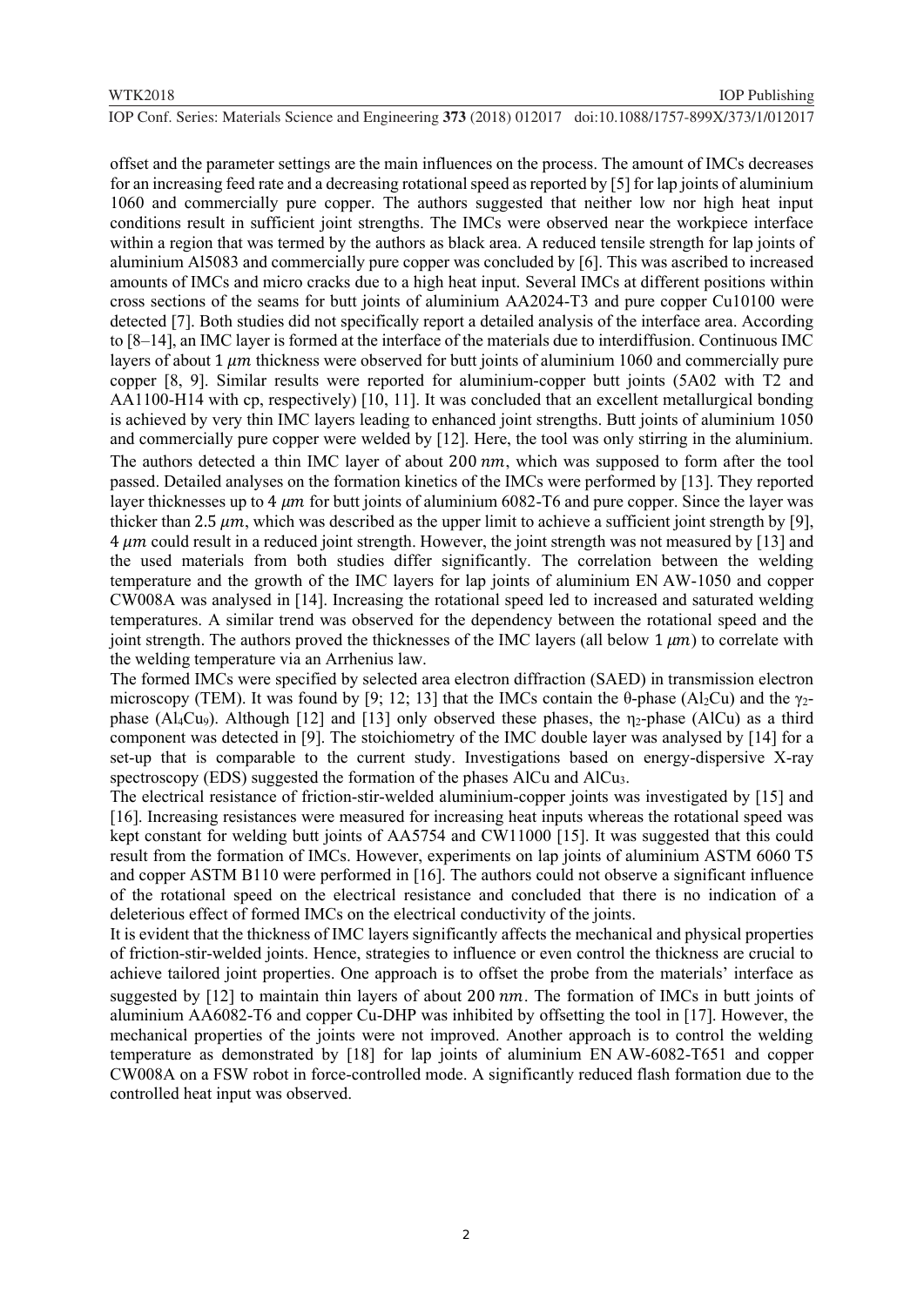offset and the parameter settings are the main influences on the process. The amount of IMCs decreases for an increasing feed rate and a decreasing rotational speed as reported by [5] for lap joints of aluminium 1060 and commercially pure copper. The authors suggested that neither low nor high heat input conditions result in sufficient joint strengths. The IMCs were observed near the workpiece interface within a region that was termed by the authors as black area. A reduced tensile strength for lap joints of aluminium Al5083 and commercially pure copper was concluded by [6]. This was ascribed to increased amounts of IMCs and micro cracks due to a high heat input. Several IMCs at different positions within cross sections of the seams for butt joints of aluminium AA2024-T3 and pure copper Cu10100 were detected [7]. Both studies did not specifically report a detailed analysis of the interface area. According to [8–14], an IMC layer is formed at the interface of the materials due to interdiffusion. Continuous IMC layers of about 1 $\mu m$ thickness were observed for butt joints of aluminium 1060 and commercially pure copper [8, 9]. Similar results were reported for aluminium-copper butt joints (5A02 with T2 and AA1100-H14 with cp, respectively) [10, 11]. It was concluded that an excellent metallurgical bonding is achieved by very thin IMC layers leading to enhanced joint strengths. Butt joints of aluminium 1050 and commercially pure copper were welded by [12]. Here, the tool was only stirring in the aluminium. The authors detected a thin IMC layer of about 200 $nm$, which was supposed to form after the tool passed. Detailed analyses on the formation kinetics of the IMCs were performed by [13]. They reported layer thicknesses up to 4 $\mu m$ for butt joints of aluminium 6082-T6 and pure copper. Since the layer was thicker than 2.5 $\mu m$, which was described as the upper limit to achieve a sufficient joint strength by [9], 4 $\mu m$ could result in a reduced joint strength. However, the joint strength was not measured by [13] and the used materials from both studies differ significantly. The correlation between the welding temperature and the growth of the IMC layers for lap joints of aluminium EN AW-1050 and copper CW008A was analysed in [14]. Increasing the rotational speed led to increased and saturated welding temperatures. A similar trend was observed for the dependency between the rotational speed and the joint strength. The authors proved the thicknesses of the IMC layers (all below 1 $\mu m$) to correlate with the welding temperature via an Arrhenius law.

The formed IMCs were specified by selected area electron diffraction (SAED) in transmission electron microscopy (TEM). It was found by [9; 12; 13] that the IMCs contain the θ-phase ($Al_2Cu$) and the $\gamma_2$-phase ($Al_4Cu_9$). Although [12] and [13] only observed these phases, the $\eta_2$-phase (AlCu) as a third component was detected in [9]. The stoichiometry of the IMC double layer was analysed by [14] for a set-up that is comparable to the current study. Investigations based on energy-dispersive X-ray spectroscopy (EDS) suggested the formation of the phases AlCu and $AlCu_3$.

The electrical resistance of friction-stir-welded aluminium-copper joints was investigated by [15] and [16]. Increasing resistances were measured for increasing heat inputs whereas the rotational speed was kept constant for welding butt joints of AA5754 and CW11000 [15]. It was suggested that this could result from the formation of IMCs. However, experiments on lap joints of aluminium ASTM 6060 T5 and copper ASTM B110 were performed in [16]. The authors could not observe a significant influence of the rotational speed on the electrical resistance and concluded that there is no indication of a deleterious effect of formed IMCs on the electrical conductivity of the joints.

It is evident that the thickness of IMC layers significantly affects the mechanical and physical properties of friction-stir-welded joints. Hence, strategies to influence or even control the thickness are crucial to achieve tailored joint properties. One approach is to offset the probe from the materials' interface as suggested by [12] to maintain thin layers of about 200 $nm$. The formation of IMCs in butt joints of aluminium AA6082-T6 and copper Cu-DHP was inhibited by offsetting the tool in [17]. However, the mechanical properties of the joints were not improved. Another approach is to control the welding temperature as demonstrated by [18] for lap joints of aluminium EN AW-6082-T651 and copper CW008A on a FSW robot in force-controlled mode. A significantly reduced flash formation due to the controlled heat input was observed.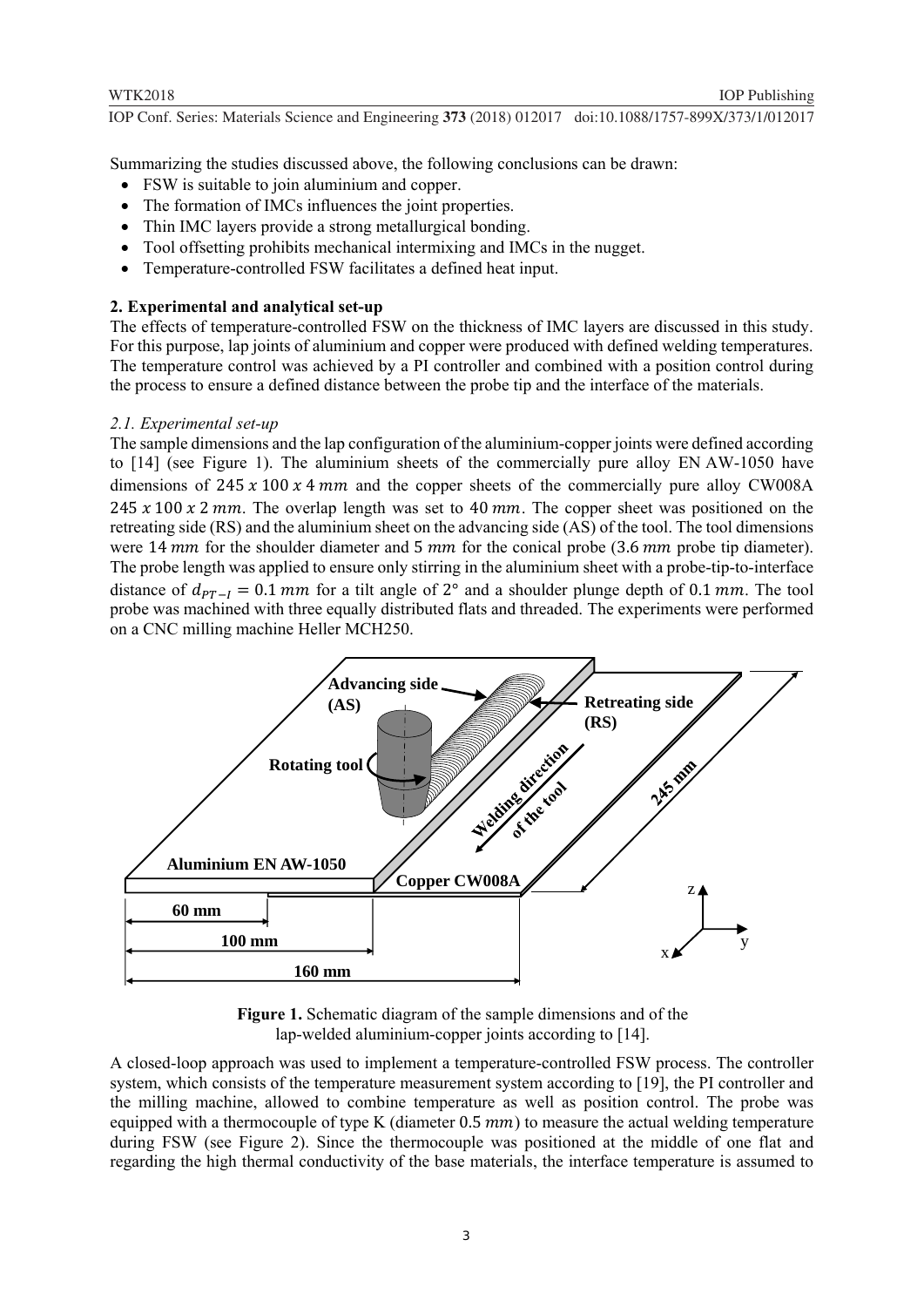Summarizing the studies discussed above, the following conclusions can be drawn:

- FSW is suitable to join aluminium and copper.
- The formation of IMCs influences the joint properties.
- Thin IMC layers provide a strong metallurgical bonding.
- Tool offsetting prohibits mechanical intermixing and IMCs in the nugget.
- Temperature-controlled FSW facilitates a defined heat input.

## 2. Experimental and analytical set-up

The effects of temperature-controlled FSW on the thickness of IMC layers are discussed in this study. For this purpose, lap joints of aluminium and copper were produced with defined welding temperatures. The temperature control was achieved by a PI controller and combined with a position control during the process to ensure a defined distance between the probe tip and the interface of the materials.

### *2.1. Experimental set-up*

The sample dimensions and the lap configuration of the aluminium-copper joints were defined according to [14] (see Figure 1). The aluminium sheets of the commercially pure alloy EN AW-1050 have dimensions of $245 \times 100 \times 4\ mm$ and the copper sheets of the commercially pure alloy CW008A $245 \times 100 \times 2\ mm$. The overlap length was set to $40\ mm$. The copper sheet was positioned on the retreating side (RS) and the aluminium sheet on the advancing side (AS) of the tool. The tool dimensions were $14\ mm$ for the shoulder diameter and $5\ mm$ for the conical probe ($3.6\ mm$ probe tip diameter). The probe length was applied to ensure only stirring in the aluminium sheet with a probe-tip-to-interface distance of $d_{PT-I} = 0.1\ mm$ for a tilt angle of $2°$ and a shoulder plunge depth of $0.1\ mm$. The tool probe was machined with three equally distributed flats and threaded. The experiments were performed on a CNC milling machine Heller MCH250.

Advancing side (AS)
Retreating side (RS)
Rotating tool
Welding direction of the tool
245 mm
Aluminium EN AW-1050
Copper CW008A
60 mm
100 mm
160 mm
z
y
x

**Figure 1.** Schematic diagram of the sample dimensions and of the lap-welded aluminium-copper joints according to [14].

A closed-loop approach was used to implement a temperature-controlled FSW process. The controller system, which consists of the temperature measurement system according to [19], the PI controller and the milling machine, allowed to combine temperature as well as position control. The probe was equipped with a thermocouple of type K (diameter $0.5\ mm$) to measure the actual welding temperature during FSW (see Figure 2). Since the thermocouple was positioned at the middle of one flat and regarding the high thermal conductivity of the base materials, the interface temperature is assumed to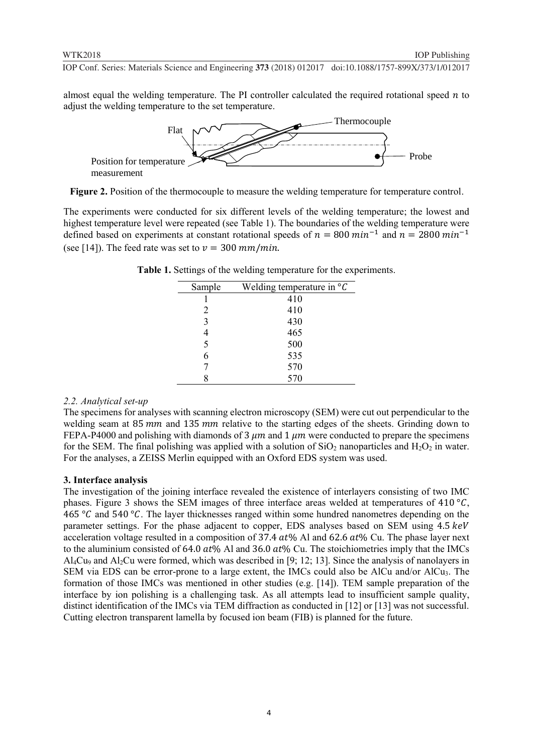almost equal the welding temperature. The PI controller calculated the required rotational speed $n$ to adjust the welding temperature to the set temperature.

Flat

Thermocouple

Probe

Position for temperature measurement

**Figure 2.** Position of the thermocouple to measure the welding temperature for temperature control.

The experiments were conducted for six different levels of the welding temperature; the lowest and highest temperature level were repeated (see Table 1). The boundaries of the welding temperature were defined based on experiments at constant rotational speeds of $n = 800\ min^{-1}$ and $n = 2800\ min^{-1}$ (see [14]). The feed rate was set to $v = 300\ mm/min$.

**Table 1.** Settings of the welding temperature for the experiments.

| Sample | Welding temperature in °$C$ |
|---|---|
| 1 | 410 |
| 2 | 410 |
| 3 | 430 |
| 4 | 465 |
| 5 | 500 |
| 6 | 535 |
| 7 | 570 |
| 8 | 570 |

### *2.2. Analytical set-up*

The specimens for analyses with scanning electron microscopy (SEM) were cut out perpendicular to the welding seam at 85 $mm$ and 135 $mm$ relative to the starting edges of the sheets. Grinding down to FEPA-P4000 and polishing with diamonds of 3 $\mu m$ and 1 $\mu m$ were conducted to prepare the specimens for the SEM. The final polishing was applied with a solution of $SiO_2$ nanoparticles and $H_2O_2$ in water. For the analyses, a ZEISS Merlin equipped with an Oxford EDS system was used.

## 3. Interface analysis

The investigation of the joining interface revealed the existence of interlayers consisting of two IMC phases. Figure 3 shows the SEM images of three interface areas welded at temperatures of 410 °$C$, 465 °$C$ and 540 °$C$. The layer thicknesses ranged within some hundred nanometres depending on the parameter settings. For the phase adjacent to copper, EDS analyses based on SEM using 4.5 $keV$ acceleration voltage resulted in a composition of 37.4 $at$% Al and 62.6 $at$% Cu. The phase layer next to the aluminium consisted of 64.0 $at$% Al and 36.0 $at$% Cu. The stoichiometries imply that the IMCs $Al_4Cu_9$ and $Al_2Cu$ were formed, which was described in [9; 12; 13]. Since the analysis of nanolayers in SEM via EDS can be error-prone to a large extent, the IMCs could also be AlCu and/or $AlCu_3$. The formation of those IMCs was mentioned in other studies (e.g. [14]). TEM sample preparation of the interface by ion polishing is a challenging task. As all attempts lead to insufficient sample quality, distinct identification of the IMCs via TEM diffraction as conducted in [12] or [13] was not successful. Cutting electron transparent lamella by focused ion beam (FIB) is planned for the future.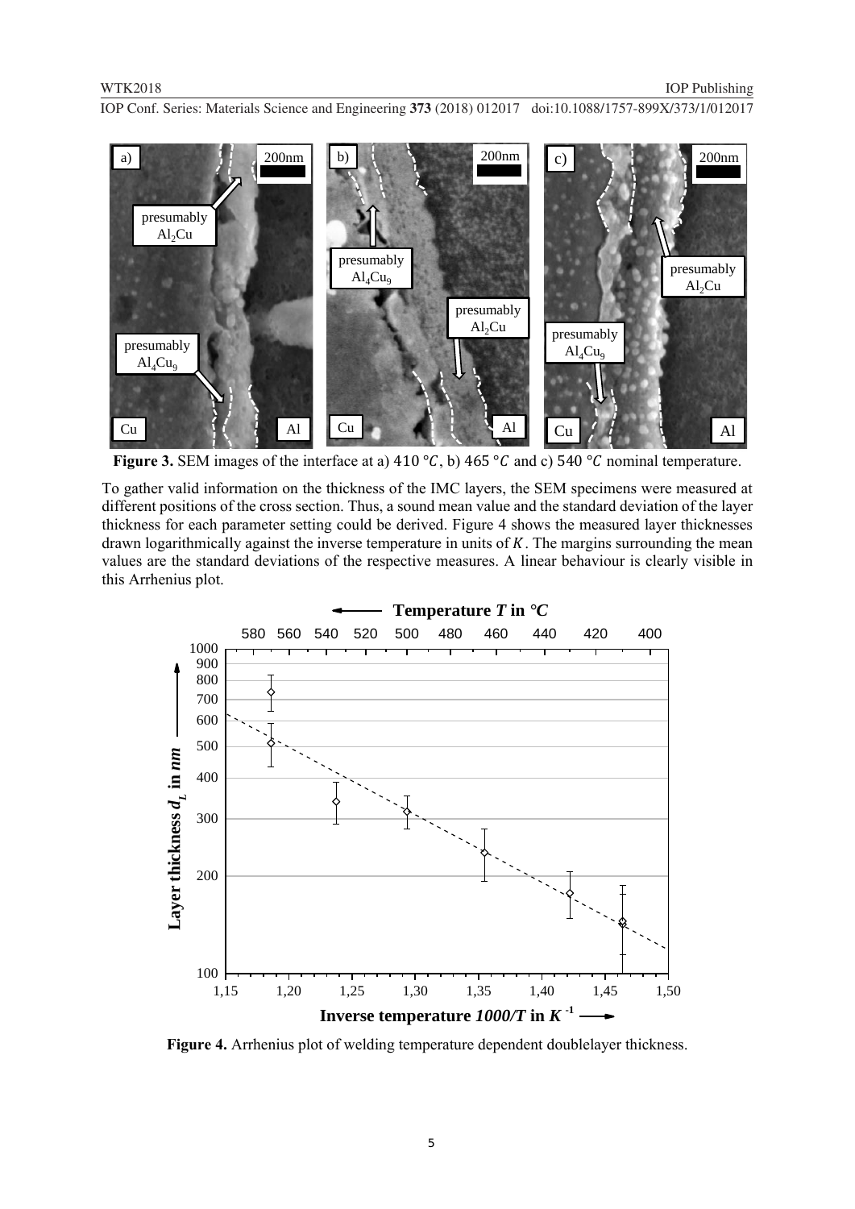a) 200nm

presumably $Al_2Cu$

presumably $Al_4Cu_9$

Cu Al

b) 200nm

presumably $Al_4Cu_9$

presumably $Al_2Cu$

Cu Al

c) 200nm

presumably $Al_2Cu$

presumably $Al_4Cu_9$

Cu Al

**Figure 3.** SEM images of the interface at a) 410 °$C$, b) 465 °$C$ and c) 540 °$C$ nominal temperature.

To gather valid information on the thickness of the IMC layers, the SEM specimens were measured at different positions of the cross section. Thus, a sound mean value and the standard deviation of the layer thickness for each parameter setting could be derived. Figure 4 shows the measured layer thicknesses drawn logarithmically against the inverse temperature in units of $K$. The margins surrounding the mean values are the standard deviations of the respective measures. A linear behaviour is clearly visible in this Arrhenius plot.

Temperature $T$ in °C

580 560 540 520 500 480 460 440 420 400

Layer thickness $d_L$ in $nm$

1000
900
800
700
600
500
400
300
200
100

1,15 1,20 1,25 1,30 1,35 1,40 1,45 1,50

Inverse temperature $1000/T$ in $K^{-1}$

**Figure 4.** Arrhenius plot of welding temperature dependent doublelayer thickness.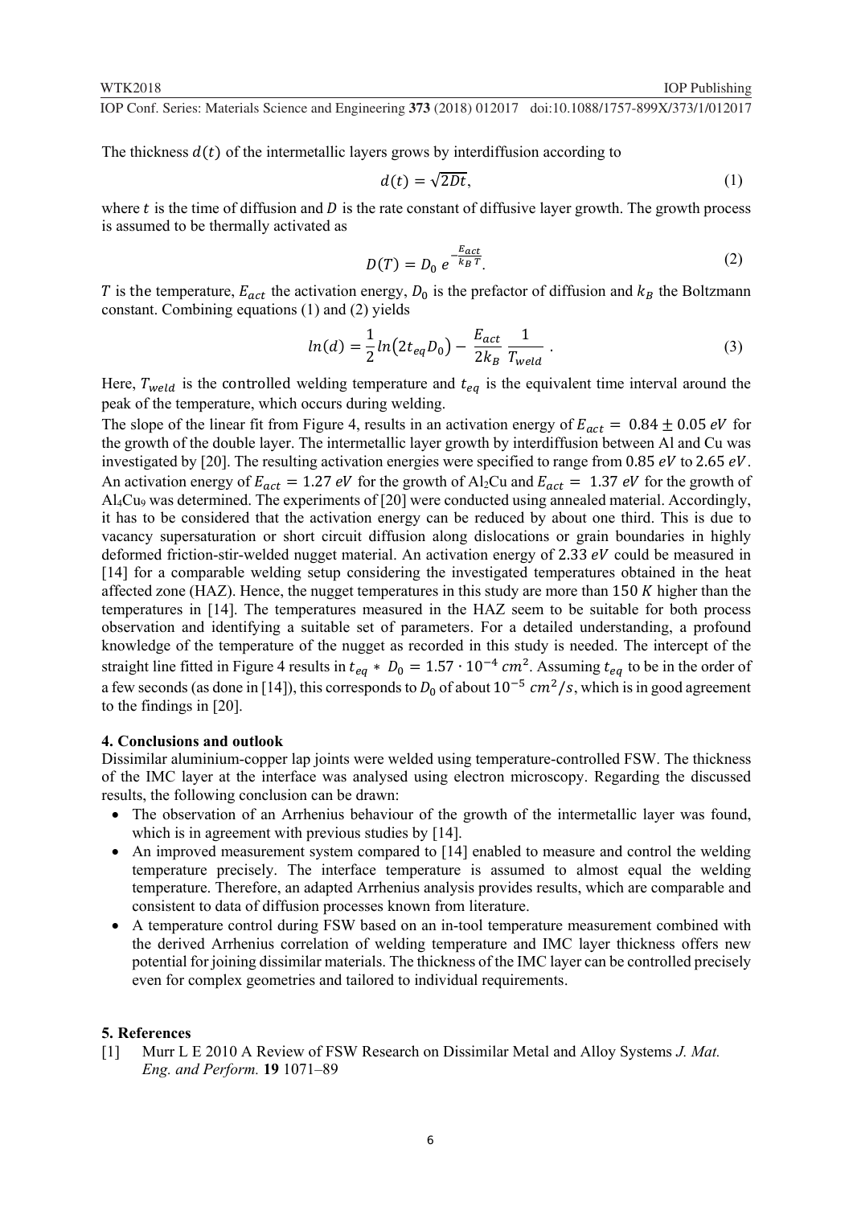The thickness $d(t)$ of the intermetallic layers grows by interdiffusion according to

$$d(t) = \sqrt{2Dt}, \tag{1}$$

where $t$ is the time of diffusion and $D$ is the rate constant of diffusive layer growth. The growth process is assumed to be thermally activated as

$$D(T) = D_0 \, e^{-\frac{E_{act}}{k_B T}}. \tag{2}$$

$T$ is the temperature, $E_{act}$ the activation energy, $D_0$ is the prefactor of diffusion and $k_B$ the Boltzmann constant. Combining equations (1) and (2) yields

$$ln(d) = \frac{1}{2} ln\left(2t_{eq}D_0\right) - \frac{E_{act}}{2k_B} \frac{1}{T_{weld}} \, . \tag{3}$$

Here, $T_{weld}$ is the controlled welding temperature and $t_{eq}$ is the equivalent time interval around the peak of the temperature, which occurs during welding.

The slope of the linear fit from Figure 4, results in an activation energy of $E_{act} = 0.84 \pm 0.05\ eV$ for the growth of the double layer. The intermetallic layer growth by interdiffusion between Al and Cu was investigated by [20]. The resulting activation energies were specified to range from $0.85\ eV$ to $2.65\ eV$. An activation energy of $E_{act} = 1.27\ eV$ for the growth of $Al_2Cu$ and $E_{act} = 1.37\ eV$ for the growth of $Al_4Cu_9$ was determined. The experiments of [20] were conducted using annealed material. Accordingly, it has to be considered that the activation energy can be reduced by about one third. This is due to vacancy supersaturation or short circuit diffusion along dislocations or grain boundaries in highly deformed friction-stir-welded nugget material. An activation energy of $2.33\ eV$ could be measured in [14] for a comparable welding setup considering the investigated temperatures obtained in the heat affected zone (HAZ). Hence, the nugget temperatures in this study are more than $150\ K$ higher than the temperatures in [14]. The temperatures measured in the HAZ seem to be suitable for both process observation and identifying a suitable set of parameters. For a detailed understanding, a profound knowledge of the temperature of the nugget as recorded in this study is needed. The intercept of the straight line fitted in Figure 4 results in $t_{eq} * D_0 = 1.57 \cdot 10^{-4}\ cm^2$. Assuming $t_{eq}$ to be in the order of a few seconds (as done in [14]), this corresponds to $D_0$ of about $10^{-5}\ cm^2/s$, which is in good agreement to the findings in [20].

## 4. Conclusions and outlook

Dissimilar aluminium-copper lap joints were welded using temperature-controlled FSW. The thickness of the IMC layer at the interface was analysed using electron microscopy. Regarding the discussed results, the following conclusion can be drawn:

- The observation of an Arrhenius behaviour of the growth of the intermetallic layer was found, which is in agreement with previous studies by [14].
- An improved measurement system compared to [14] enabled to measure and control the welding temperature precisely. The interface temperature is assumed to almost equal the welding temperature. Therefore, an adapted Arrhenius analysis provides results, which are comparable and consistent to data of diffusion processes known from literature.
- A temperature control during FSW based on an in-tool temperature measurement combined with the derived Arrhenius correlation of welding temperature and IMC layer thickness offers new potential for joining dissimilar materials. The thickness of the IMC layer can be controlled precisely even for complex geometries and tailored to individual requirements.

## 5. References

[1] Murr L E 2010 A Review of FSW Research on Dissimilar Metal and Alloy Systems *J. Mat. Eng. and Perform.* **19** 1071–89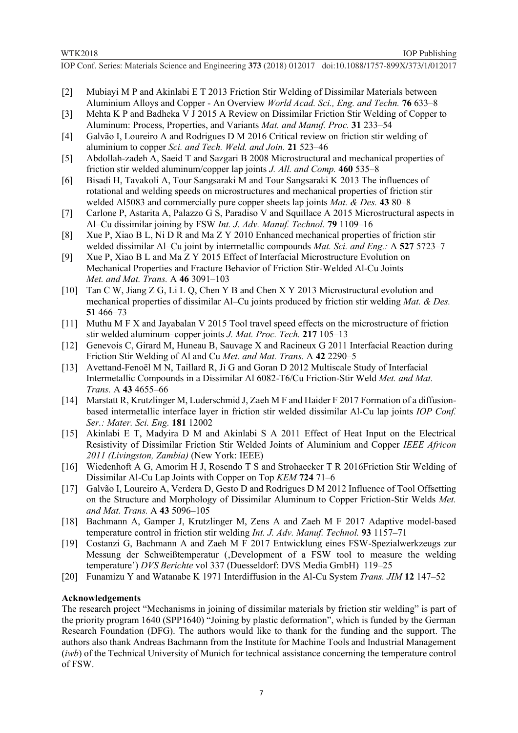[2] Mubiayi M P and Akinlabi E T 2013 Friction Stir Welding of Dissimilar Materials between Aluminium Alloys and Copper - An Overview *World Acad. Sci., Eng. and Techn.* **76** 633–8

[3] Mehta K P and Badheka V J 2015 A Review on Dissimilar Friction Stir Welding of Copper to Aluminum: Process, Properties, and Variants *Mat. and Manuf. Proc.* **31** 233–54

[4] Galvão I, Loureiro A and Rodrigues D M 2016 Critical review on friction stir welding of aluminium to copper *Sci. and Tech. Weld. and Join.* **21** 523–46

[5] Abdollah-zadeh A, Saeid T and Sazgari B 2008 Microstructural and mechanical properties of friction stir welded aluminum/copper lap joints *J. All. and Comp.* **460** 535–8

[6] Bisadi H, Tavakoli A, Tour Sangsaraki M and Tour Sangsaraki K 2013 The influences of rotational and welding speeds on microstructures and mechanical properties of friction stir welded Al5083 and commercially pure copper sheets lap joints *Mat. & Des.* **43** 80–8

[7] Carlone P, Astarita A, Palazzo G S, Paradiso V and Squillace A 2015 Microstructural aspects in Al–Cu dissimilar joining by FSW *Int. J. Adv. Manuf. Technol.* **79** 1109–16

[8] Xue P, Xiao B L, Ni D R and Ma Z Y 2010 Enhanced mechanical properties of friction stir welded dissimilar Al–Cu joint by intermetallic compounds *Mat. Sci. and Eng.*: A **527** 5723–7

[9] Xue P, Xiao B L and Ma Z Y 2015 Effect of Interfacial Microstructure Evolution on Mechanical Properties and Fracture Behavior of Friction Stir-Welded Al-Cu Joints *Met. and Mat. Trans.* A **46** 3091–103

[10] Tan C W, Jiang Z G, Li L Q, Chen Y B and Chen X Y 2013 Microstructural evolution and mechanical properties of dissimilar Al–Cu joints produced by friction stir welding *Mat. & Des.* **51** 466–73

[11] Muthu M F X and Jayabalan V 2015 Tool travel speed effects on the microstructure of friction stir welded aluminum–copper joints *J. Mat. Proc. Tech.* **217** 105–13

[12] Genevois C, Girard M, Huneau B, Sauvage X and Racineux G 2011 Interfacial Reaction during Friction Stir Welding of Al and Cu *Met. and Mat. Trans.* A **42** 2290–5

[13] Avettand-Fenoël M N, Taillard R, Ji G and Goran D 2012 Multiscale Study of Interfacial Intermetallic Compounds in a Dissimilar Al 6082-T6/Cu Friction-Stir Weld *Met. and Mat. Trans.* A **43** 4655–66

[14] Marstatt R, Krutzlinger M, Luderschmid J, Zaeh M F and Haider F 2017 Formation of a diffusion-based intermetallic interface layer in friction stir welded dissimilar Al-Cu lap joints *IOP Conf. Ser.: Mater. Sci. Eng.* **181** 12002

[15] Akinlabi E T, Madyira D M and Akinlabi S A 2011 Effect of Heat Input on the Electrical Resistivity of Dissimilar Friction Stir Welded Joints of Aluminium and Copper *IEEE Africon 2011 (Livingston, Zambia)* (New York: IEEE)

[16] Wiedenhoft A G, Amorim H J, Rosendo T S and Strohaecker T R 2016Friction Stir Welding of Dissimilar Al-Cu Lap Joints with Copper on Top *KEM* **724** 71–6

[17] Galvão I, Loureiro A, Verdera D, Gesto D and Rodrigues D M 2012 Influence of Tool Offsetting on the Structure and Morphology of Dissimilar Aluminum to Copper Friction-Stir Welds *Met. and Mat. Trans.* A **43** 5096–105

[18] Bachmann A, Gamper J, Krutzlinger M, Zens A and Zaeh M F 2017 Adaptive model-based temperature control in friction stir welding *Int. J. Adv. Manuf. Technol.* **93** 1157–71

[19] Costanzi G, Bachmann A and Zaeh M F 2017 Entwicklung eines FSW-Spezialwerkzeugs zur Messung der Schweißtemperatur (‚Development of a FSW tool to measure the welding temperature') *DVS Berichte* vol 337 (Duesseldorf: DVS Media GmbH) 119–25

[20] Funamizu Y and Watanabe K 1971 Interdiffusion in the Al-Cu System *Trans. JIM* **12** 147–52

**Acknowledgements**

The research project "Mechanisms in joining of dissimilar materials by friction stir welding" is part of the priority program 1640 (SPP1640) "Joining by plastic deformation", which is funded by the German Research Foundation (DFG). The authors would like to thank for the funding and the support. The authors also thank Andreas Bachmann from the Institute for Machine Tools and Industrial Management (*iwb*) of the Technical University of Munich for technical assistance concerning the temperature control of FSW.